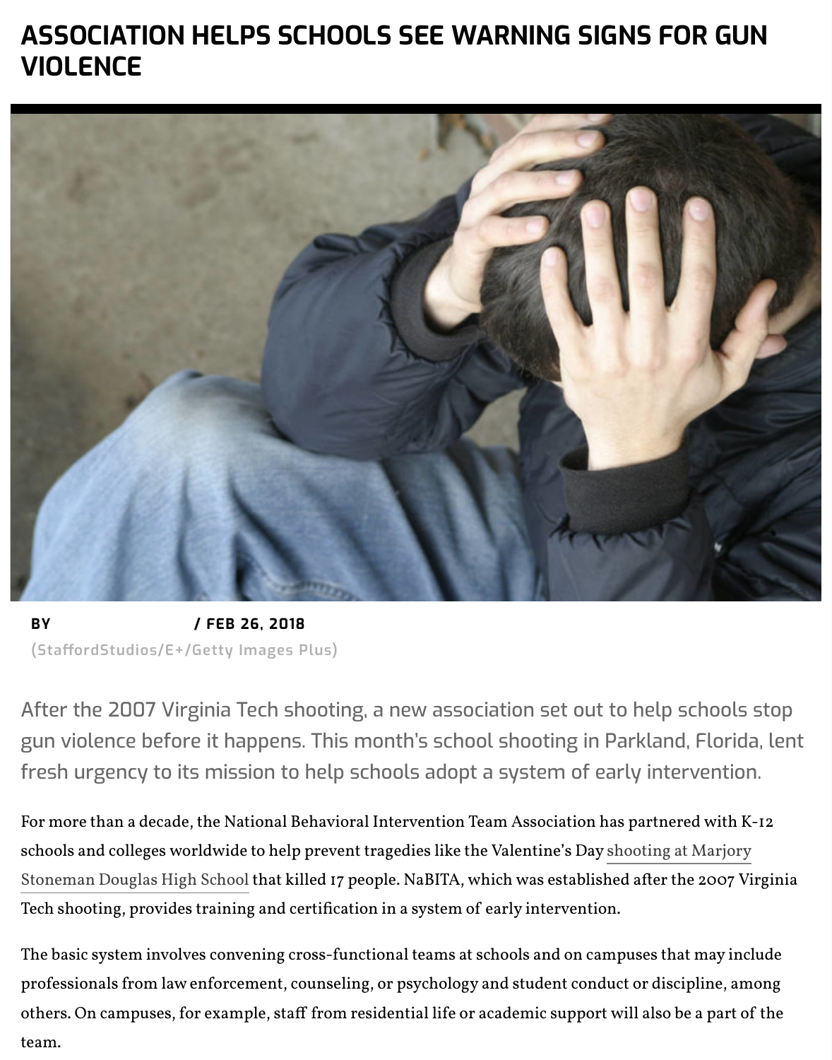# ASSOCIATION HELPS SCHOOLS SEE WARNING SIGNS FOR GUN VIOLENCE

**BY / FEB 26, 2018**

(StaffordStudios/E+/Getty Images Plus)

After the 2007 Virginia Tech shooting, a new association set out to help schools stop gun violence before it happens. This month's school shooting in Parkland, Florida, lent fresh urgency to its mission to help schools adopt a system of early intervention.

For more than a decade, the National Behavioral Intervention Team Association has partnered with K-12 schools and colleges worldwide to help prevent tragedies like the Valentine's Day shooting at Marjory Stoneman Douglas High School that killed 17 people. NaBITA, which was established after the 2007 Virginia Tech shooting, provides training and certification in a system of early intervention.

The basic system involves convening cross-functional teams at schools and on campuses that may include professionals from law enforcement, counseling, or psychology and student conduct or discipline, among others. On campuses, for example, staff from residential life or academic support will also be a part of the team.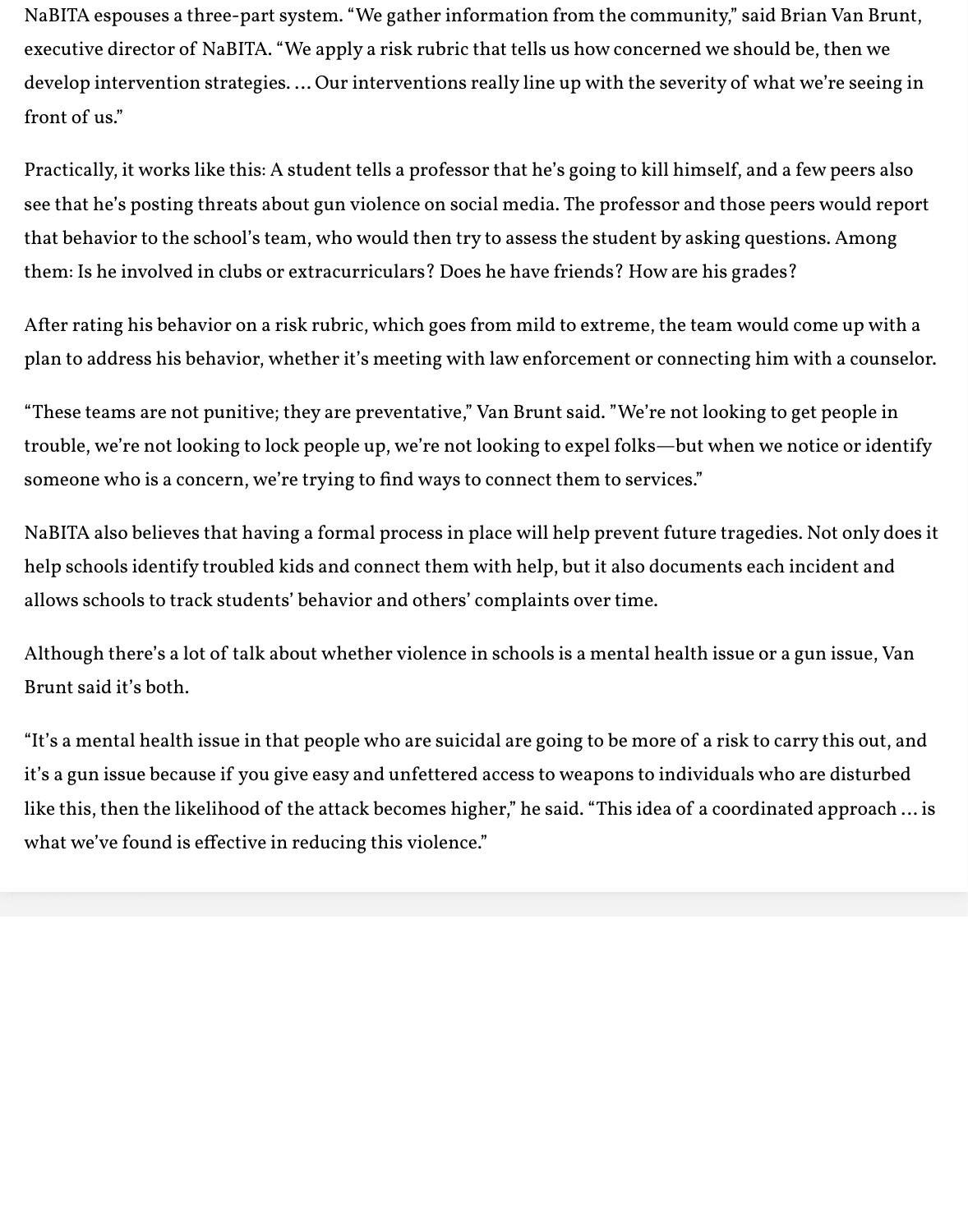NaBITA espouses a three-part system. “We gather information from the community,” said Brian Van Brunt, executive director of NaBITA. “We apply a risk rubric that tells us how concerned we should be, then we develop intervention strategies. … Our interventions really line up with the severity of what we’re seeing in front of us.”

Practically, it works like this: A student tells a professor that he’s going to kill himself, and a few peers also see that he’s posting threats about gun violence on social media. The professor and those peers would report that behavior to the school’s team, who would then try to assess the student by asking questions. Among them: Is he involved in clubs or extracurriculars? Does he have friends? How are his grades?

After rating his behavior on a risk rubric, which goes from mild to extreme, the team would come up with a plan to address his behavior, whether it’s meeting with law enforcement or connecting him with a counselor.

“These teams are not punitive; they are preventative,” Van Brunt said. ”We’re not looking to get people in trouble, we’re not looking to lock people up, we’re not looking to expel folks—but when we notice or identify someone who is a concern, we’re trying to find ways to connect them to services.”

NaBITA also believes that having a formal process in place will help prevent future tragedies. Not only does it help schools identify troubled kids and connect them with help, but it also documents each incident and allows schools to track students’ behavior and others’ complaints over time.

Although there’s a lot of talk about whether violence in schools is a mental health issue or a gun issue, Van Brunt said it’s both.

“It’s a mental health issue in that people who are suicidal are going to be more of a risk to carry this out, and it’s a gun issue because if you give easy and unfettered access to weapons to individuals who are disturbed like this, then the likelihood of the attack becomes higher,” he said. “This idea of a coordinated approach … is what we’ve found is effective in reducing this violence.”